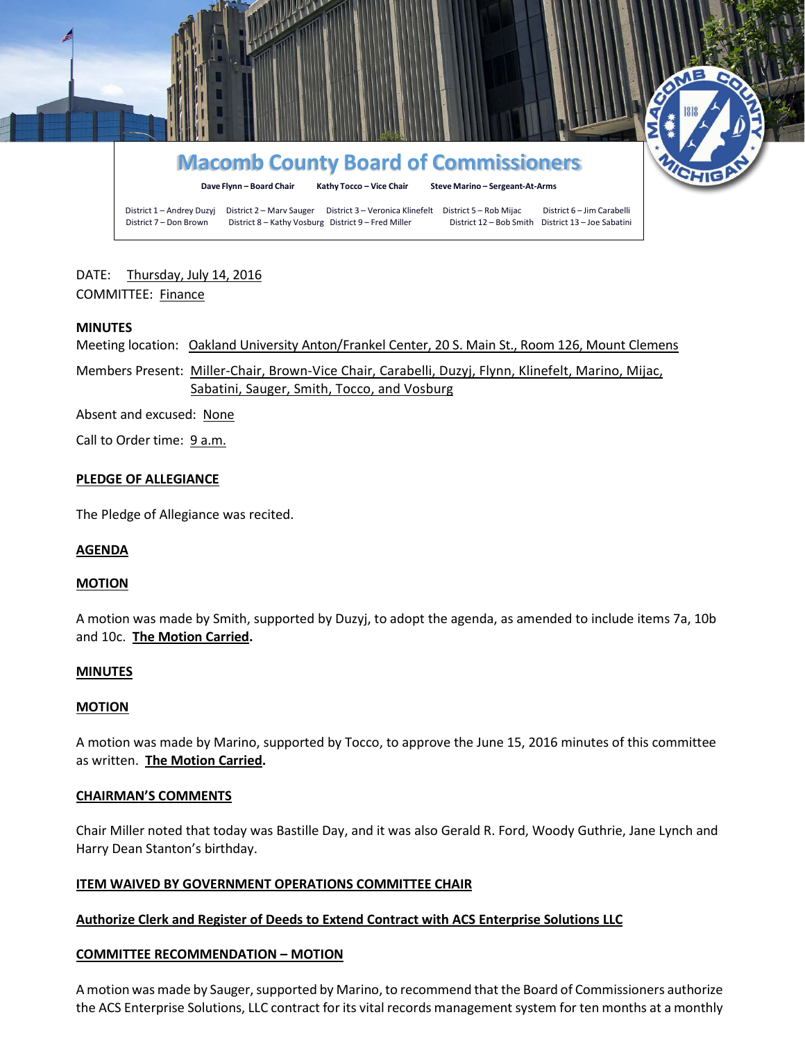# Macomb County Board of Commissioners

**Dave Flynn – Board Chair** **Kathy Tocco – Vice Chair** **Steve Marino – Sergeant-At-Arms**

District 1 – Andrey Duzyj District 2 – Marv Sauger District 3 – Veronica Klinefelt District 5 – Rob Mijac District 6 – Jim Carabelli
District 7 – Don Brown District 8 – Kathy Vosburg District 9 – Fred Miller District 12 – Bob Smith District 13 – Joe Sabatini

DATE: Thursday, July 14, 2016
COMMITTEE: Finance

**MINUTES**

Meeting location: Oakland University Anton/Frankel Center, 20 S. Main St., Room 126, Mount Clemens

Members Present: Miller-Chair, Brown-Vice Chair, Carabelli, Duzyj, Flynn, Klinefelt, Marino, Mijac, Sabatini, Sauger, Smith, Tocco, and Vosburg

Absent and excused: None

Call to Order time: 9 a.m.

**PLEDGE OF ALLEGIANCE**

The Pledge of Allegiance was recited.

**AGENDA**

**MOTION**

A motion was made by Smith, supported by Duzyj, to adopt the agenda, as amended to include items 7a, 10b and 10c. **The Motion Carried.**

**MINUTES**

**MOTION**

A motion was made by Marino, supported by Tocco, to approve the June 15, 2016 minutes of this committee as written. **The Motion Carried.**

**CHAIRMAN'S COMMENTS**

Chair Miller noted that today was Bastille Day, and it was also Gerald R. Ford, Woody Guthrie, Jane Lynch and Harry Dean Stanton's birthday.

**ITEM WAIVED BY GOVERNMENT OPERATIONS COMMITTEE CHAIR**

**Authorize Clerk and Register of Deeds to Extend Contract with ACS Enterprise Solutions LLC**

**COMMITTEE RECOMMENDATION – MOTION**

A motion was made by Sauger, supported by Marino, to recommend that the Board of Commissioners authorize the ACS Enterprise Solutions, LLC contract for its vital records management system for ten months at a monthly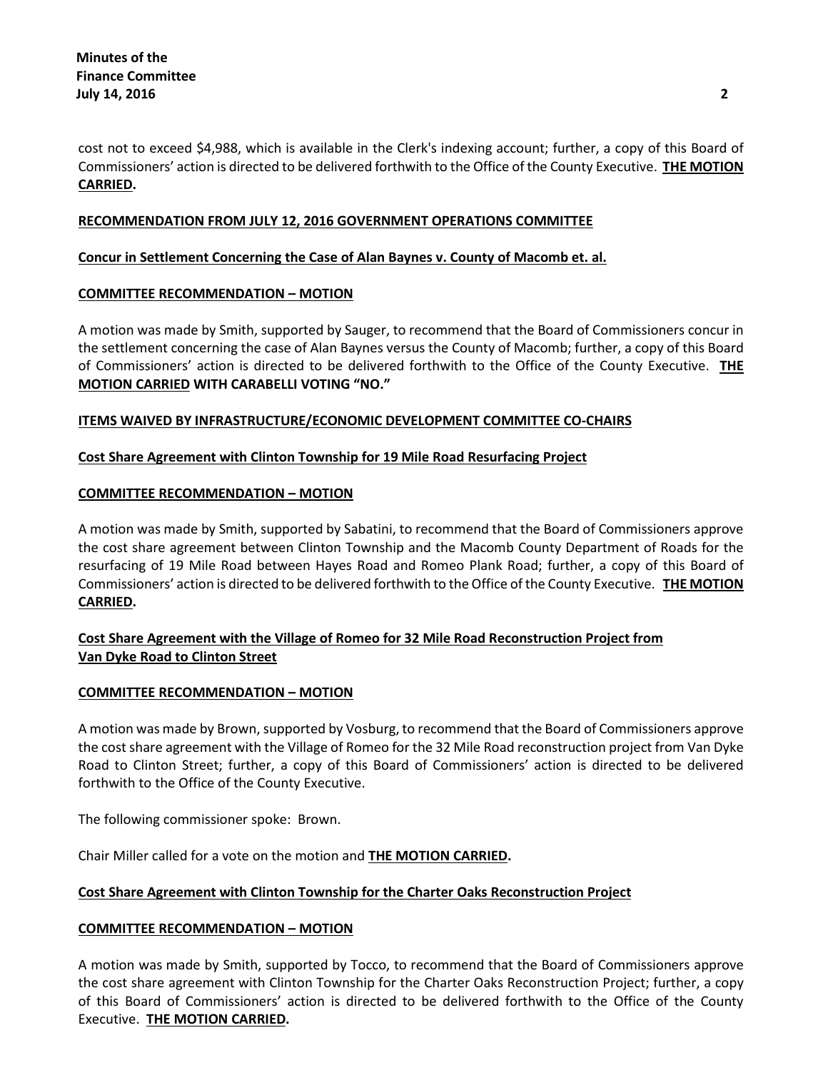cost not to exceed $4,988, which is available in the Clerk's indexing account; further, a copy of this Board of Commissioners' action is directed to be delivered forthwith to the Office of the County Executive. **THE MOTION CARRIED.**

**RECOMMENDATION FROM JULY 12, 2016 GOVERNMENT OPERATIONS COMMITTEE**

**Concur in Settlement Concerning the Case of Alan Baynes v. County of Macomb et. al.**

**COMMITTEE RECOMMENDATION – MOTION**

A motion was made by Smith, supported by Sauger, to recommend that the Board of Commissioners concur in the settlement concerning the case of Alan Baynes versus the County of Macomb; further, a copy of this Board of Commissioners' action is directed to be delivered forthwith to the Office of the County Executive. **THE MOTION CARRIED WITH CARABELLI VOTING "NO."**

**ITEMS WAIVED BY INFRASTRUCTURE/ECONOMIC DEVELOPMENT COMMITTEE CO-CHAIRS**

**Cost Share Agreement with Clinton Township for 19 Mile Road Resurfacing Project**

**COMMITTEE RECOMMENDATION – MOTION**

A motion was made by Smith, supported by Sabatini, to recommend that the Board of Commissioners approve the cost share agreement between Clinton Township and the Macomb County Department of Roads for the resurfacing of 19 Mile Road between Hayes Road and Romeo Plank Road; further, a copy of this Board of Commissioners' action is directed to be delivered forthwith to the Office of the County Executive. **THE MOTION CARRIED.**

**Cost Share Agreement with the Village of Romeo for 32 Mile Road Reconstruction Project from Van Dyke Road to Clinton Street**

**COMMITTEE RECOMMENDATION – MOTION**

A motion was made by Brown, supported by Vosburg, to recommend that the Board of Commissioners approve the cost share agreement with the Village of Romeo for the 32 Mile Road reconstruction project from Van Dyke Road to Clinton Street; further, a copy of this Board of Commissioners' action is directed to be delivered forthwith to the Office of the County Executive.

The following commissioner spoke: Brown.

Chair Miller called for a vote on the motion and **THE MOTION CARRIED.**

**Cost Share Agreement with Clinton Township for the Charter Oaks Reconstruction Project**

**COMMITTEE RECOMMENDATION – MOTION**

A motion was made by Smith, supported by Tocco, to recommend that the Board of Commissioners approve the cost share agreement with Clinton Township for the Charter Oaks Reconstruction Project; further, a copy of this Board of Commissioners' action is directed to be delivered forthwith to the Office of the County Executive. **THE MOTION CARRIED.**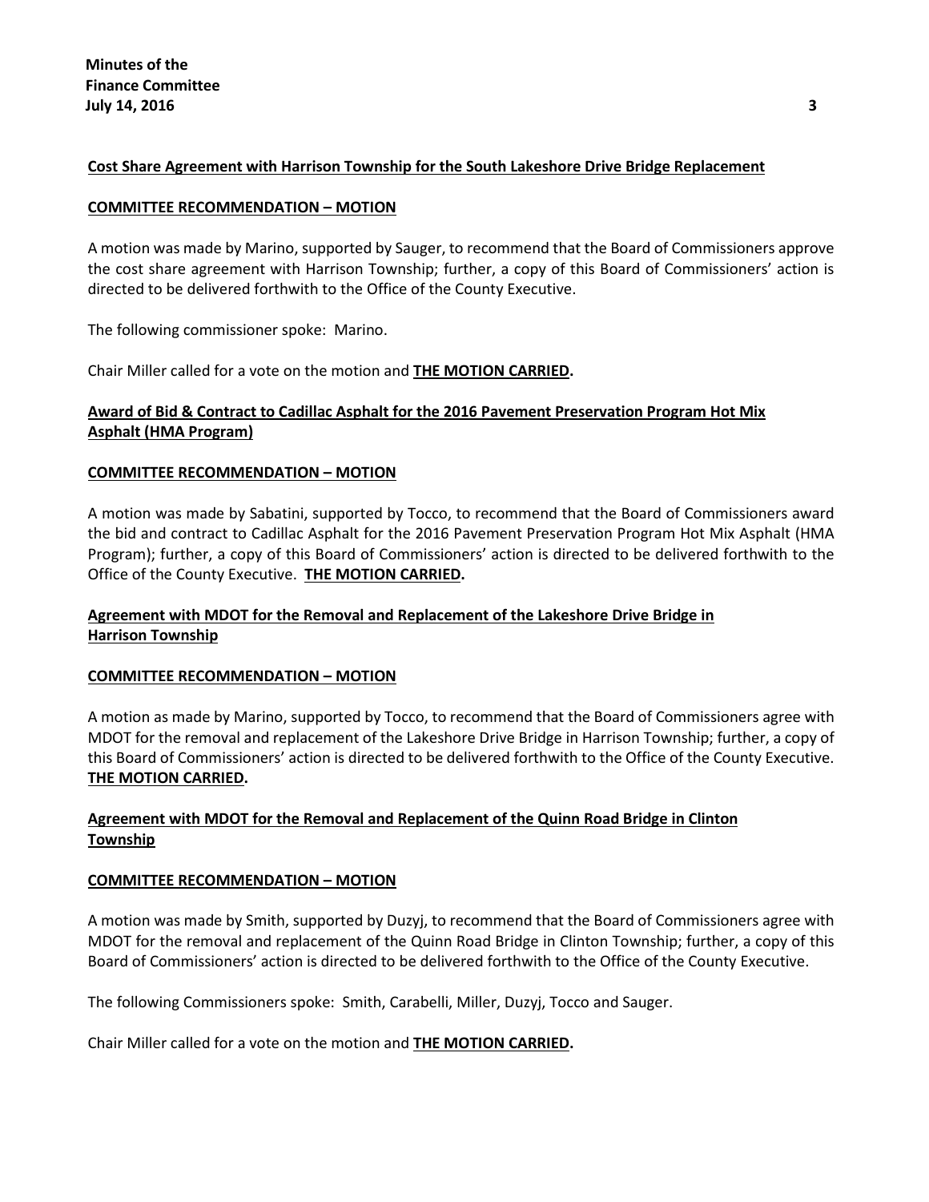**Cost Share Agreement with Harrison Township for the South Lakeshore Drive Bridge Replacement**

**COMMITTEE RECOMMENDATION – MOTION**

A motion was made by Marino, supported by Sauger, to recommend that the Board of Commissioners approve the cost share agreement with Harrison Township; further, a copy of this Board of Commissioners' action is directed to be delivered forthwith to the Office of the County Executive.

The following commissioner spoke: Marino.

Chair Miller called for a vote on the motion and **THE MOTION CARRIED.**

**Award of Bid & Contract to Cadillac Asphalt for the 2016 Pavement Preservation Program Hot Mix Asphalt (HMA Program)**

**COMMITTEE RECOMMENDATION – MOTION**

A motion was made by Sabatini, supported by Tocco, to recommend that the Board of Commissioners award the bid and contract to Cadillac Asphalt for the 2016 Pavement Preservation Program Hot Mix Asphalt (HMA Program); further, a copy of this Board of Commissioners' action is directed to be delivered forthwith to the Office of the County Executive. **THE MOTION CARRIED.**

**Agreement with MDOT for the Removal and Replacement of the Lakeshore Drive Bridge in Harrison Township**

**COMMITTEE RECOMMENDATION – MOTION**

A motion as made by Marino, supported by Tocco, to recommend that the Board of Commissioners agree with MDOT for the removal and replacement of the Lakeshore Drive Bridge in Harrison Township; further, a copy of this Board of Commissioners' action is directed to be delivered forthwith to the Office of the County Executive. **THE MOTION CARRIED.**

**Agreement with MDOT for the Removal and Replacement of the Quinn Road Bridge in Clinton Township**

**COMMITTEE RECOMMENDATION – MOTION**

A motion was made by Smith, supported by Duzyj, to recommend that the Board of Commissioners agree with MDOT for the removal and replacement of the Quinn Road Bridge in Clinton Township; further, a copy of this Board of Commissioners' action is directed to be delivered forthwith to the Office of the County Executive.

The following Commissioners spoke: Smith, Carabelli, Miller, Duzyj, Tocco and Sauger.

Chair Miller called for a vote on the motion and **THE MOTION CARRIED.**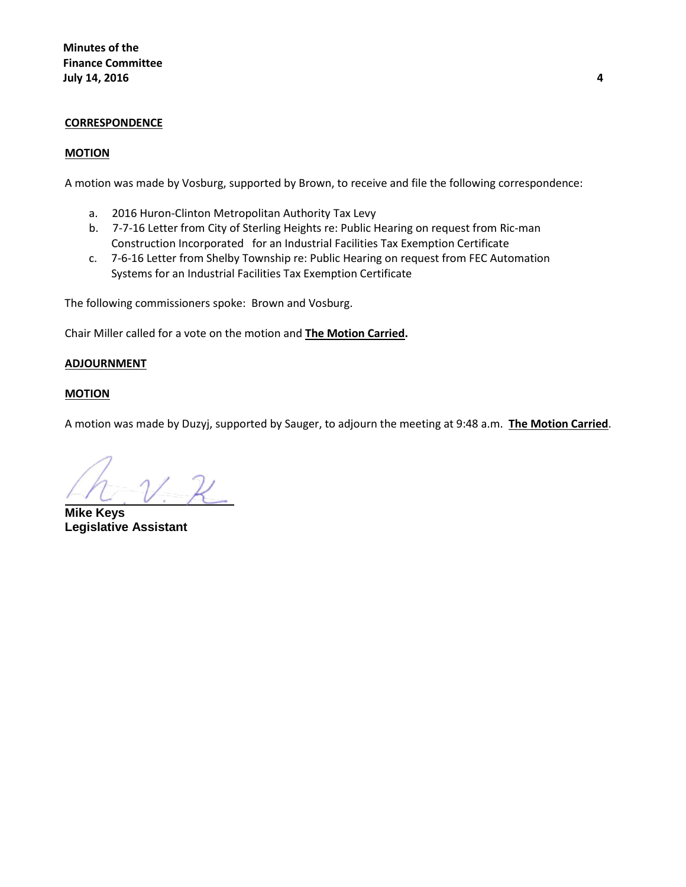**CORRESPONDENCE**

**MOTION**

A motion was made by Vosburg, supported by Brown, to receive and file the following correspondence:

a. 2016 Huron-Clinton Metropolitan Authority Tax Levy
b. 7-7-16 Letter from City of Sterling Heights re: Public Hearing on request from Ric-man Construction Incorporated for an Industrial Facilities Tax Exemption Certificate
c. 7-6-16 Letter from Shelby Township re: Public Hearing on request from FEC Automation Systems for an Industrial Facilities Tax Exemption Certificate

The following commissioners spoke: Brown and Vosburg.

Chair Miller called for a vote on the motion and **The Motion Carried.**

**ADJOURNMENT**

**MOTION**

A motion was made by Duzyj, supported by Sauger, to adjourn the meeting at 9:48 a.m. **The Motion Carried**.

**Mike Keys**
**Legislative Assistant**